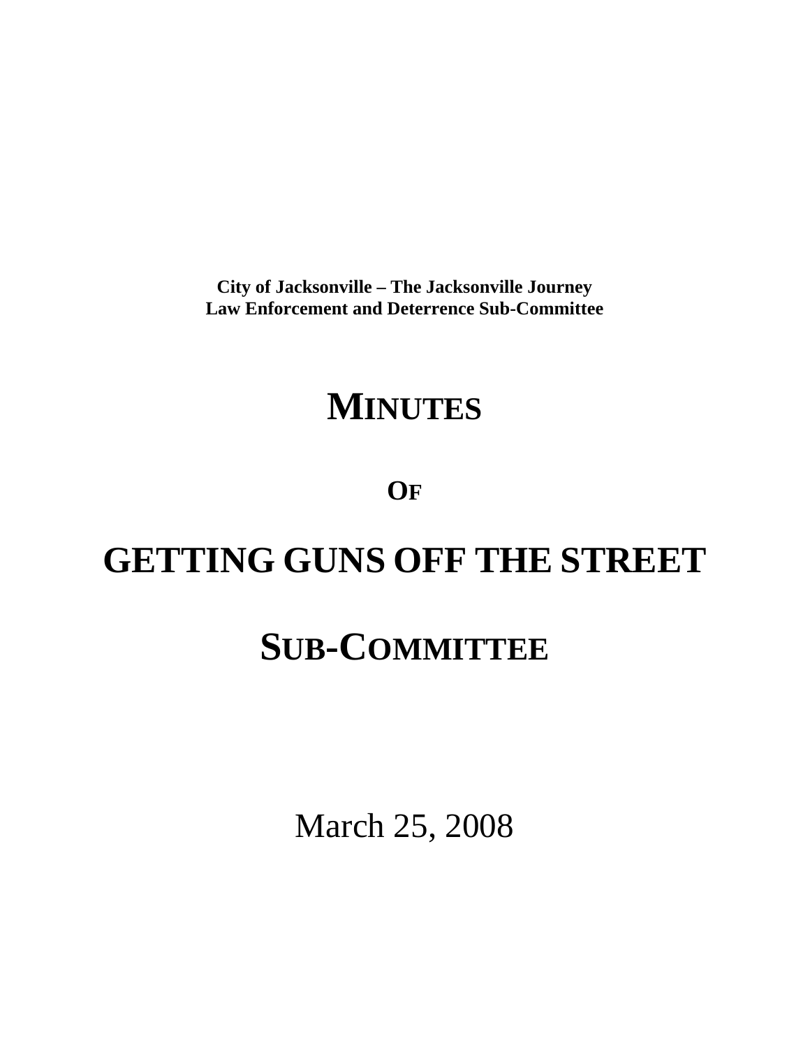**City of Jacksonville – The Jacksonville Journey**
**Law Enforcement and Deterrence Sub-Committee**

# MINUTES

## OF

# GETTING GUNS OFF THE STREET

# SUB-COMMITTEE

March 25, 2008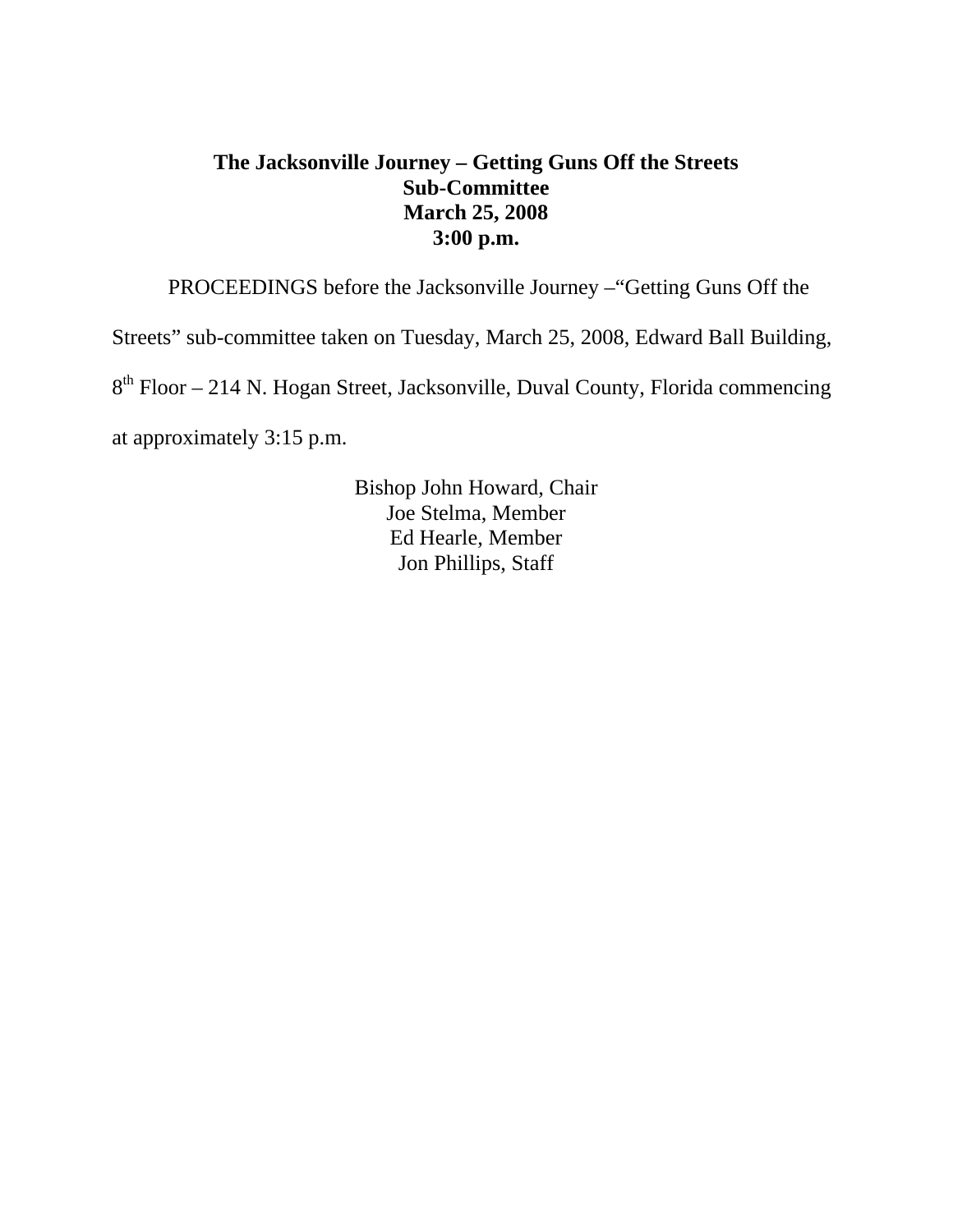**The Jacksonville Journey – Getting Guns Off the Streets**
**Sub-Committee**
**March 25, 2008**
**3:00 p.m.**

PROCEEDINGS before the Jacksonville Journey –"Getting Guns Off the Streets" sub-committee taken on Tuesday, March 25, 2008, Edward Ball Building, 8th Floor – 214 N. Hogan Street, Jacksonville, Duval County, Florida commencing at approximately 3:15 p.m.

Bishop John Howard, Chair
Joe Stelma, Member
Ed Hearle, Member
Jon Phillips, Staff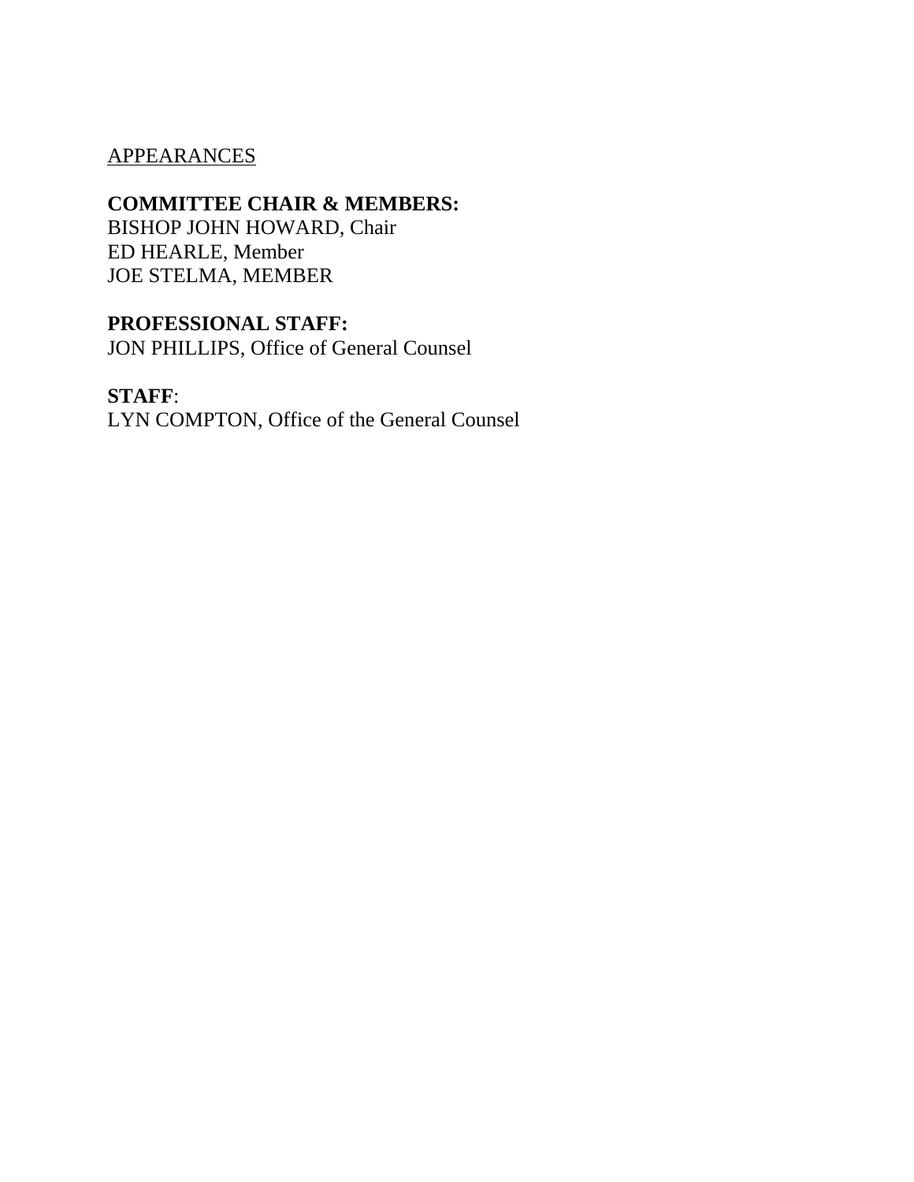APPEARANCES

**COMMITTEE CHAIR & MEMBERS:**
BISHOP JOHN HOWARD, Chair
ED HEARLE, Member
JOE STELMA, MEMBER

**PROFESSIONAL STAFF:**
JON PHILLIPS, Office of General Counsel

**STAFF**:
LYN COMPTON, Office of the General Counsel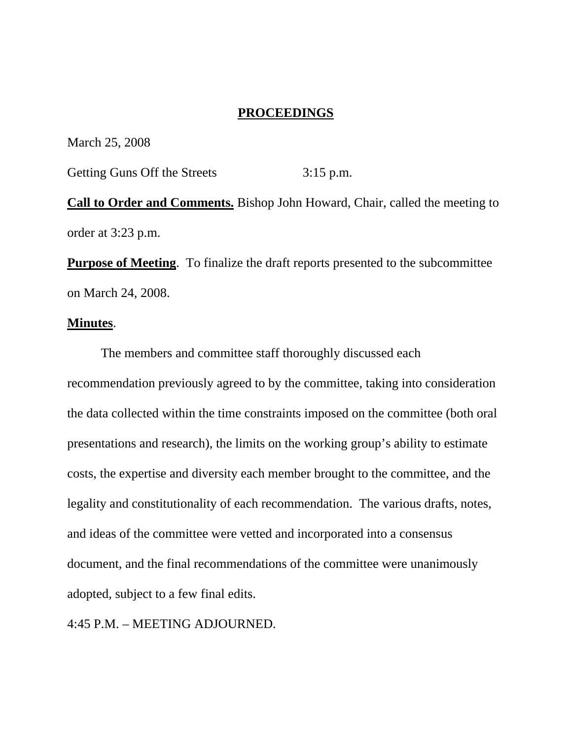# PROCEEDINGS

March 25, 2008

Getting Guns Off the Streets 3:15 p.m.

**Call to Order and Comments.** Bishop John Howard, Chair, called the meeting to order at 3:23 p.m.

**Purpose of Meeting**. To finalize the draft reports presented to the subcommittee on March 24, 2008.

**Minutes**.

The members and committee staff thoroughly discussed each recommendation previously agreed to by the committee, taking into consideration the data collected within the time constraints imposed on the committee (both oral presentations and research), the limits on the working group's ability to estimate costs, the expertise and diversity each member brought to the committee, and the legality and constitutionality of each recommendation. The various drafts, notes, and ideas of the committee were vetted and incorporated into a consensus document, and the final recommendations of the committee were unanimously adopted, subject to a few final edits.

4:45 P.M. – MEETING ADJOURNED.